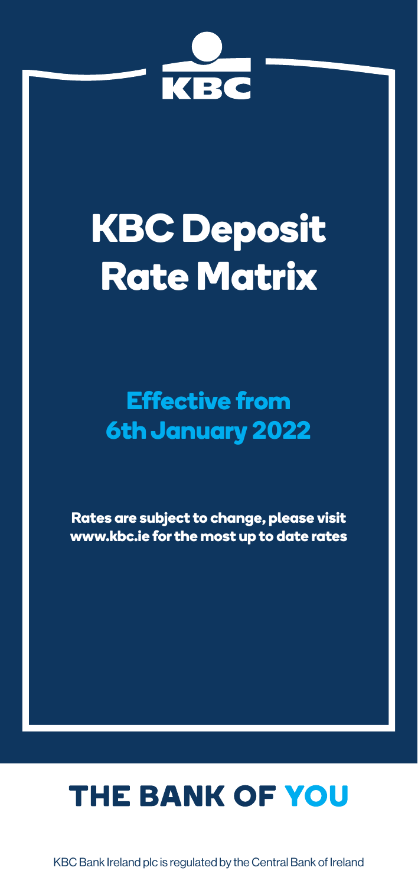KBC

# KBC Deposit Rate Matrix

## Effective from 6th January 2022

**Rates are subject to change, please visit www.kbc.ie for the most up to date rates**

## THE BANK OF YOU

KBC Bank Ireland plc is regulated by the Central Bank of Ireland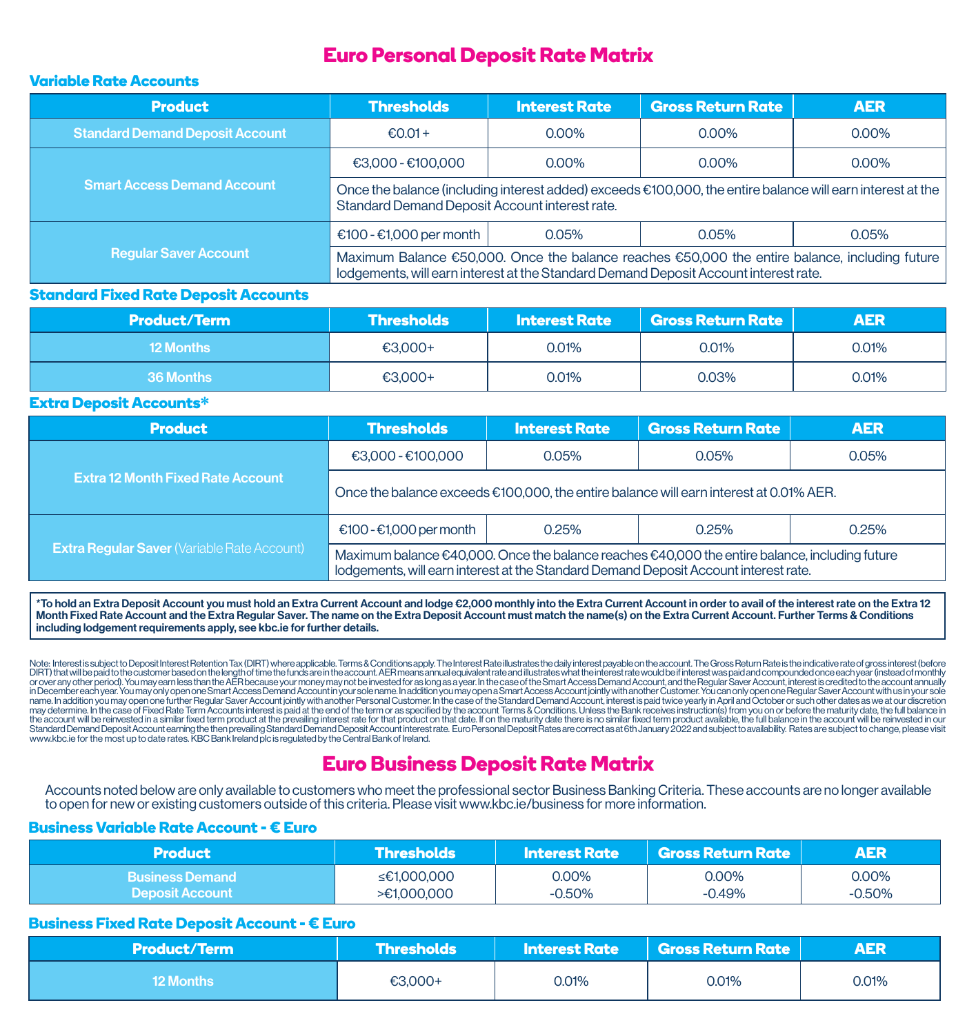# Euro Personal Deposit Rate Matrix

## Variable Rate Accounts

| Product | Thresholds | Interest Rate | Gross Return Rate | AER |
|---|---|---|---|---|
| Standard Demand Deposit Account | €0.01 + | 0.00% | 0.00% | 0.00% |
| Smart Access Demand Account | €3,000 - €100,000 | 0.00% | 0.00% | 0.00% |
| | Once the balance (including interest added) exceeds €100,000, the entire balance will earn interest at the Standard Demand Deposit Account interest rate. | | | |
| Regular Saver Account | €100 - €1,000 per month | 0.05% | 0.05% | 0.05% |
| | Maximum Balance €50,000. Once the balance reaches €50,000 the entire balance, including future lodgements, will earn interest at the Standard Demand Deposit Account interest rate. | | | |

## Standard Fixed Rate Deposit Accounts

| Product/Term | Thresholds | Interest Rate | Gross Return Rate | AER |
|---|---|---|---|---|
| 12 Months | €3,000+ | 0.01% | 0.01% | 0.01% |
| 36 Months | €3,000+ | 0.01% | 0.03% | 0.01% |

## Extra Deposit Accounts*

| Product | Thresholds | Interest Rate | Gross Return Rate | AER |
|---|---|---|---|---|
| Extra 12 Month Fixed Rate Account | €3,000 - €100,000 | 0.05% | 0.05% | 0.05% |
| | Once the balance exceeds €100,000, the entire balance will earn interest at 0.01% AER. | | | |
| **Extra Regular Saver** (Variable Rate Account) | €100 - €1,000 per month | 0.25% | 0.25% | 0.25% |
| | Maximum balance €40,000. Once the balance reaches €40,000 the entire balance, including future lodgements, will earn interest at the Standard Demand Deposit Account interest rate. | | | |

**\*To hold an Extra Deposit Account you must hold an Extra Current Account and lodge €2,000 monthly into the Extra Current Account in order to avail of the interest rate on the Extra 12 Month Fixed Rate Account and the Extra Regular Saver. The name on the Extra Deposit Account must match the name(s) on the Extra Current Account. Further Terms & Conditions including lodgement requirements apply, see kbc.ie for further details.**

Note: Interest is subject to Deposit Interest Retention Tax (DIRT) where applicable. Terms & Conditions apply. The Interest Rate illustrates the daily interest payable on the account. The Gross Return Rate is the indicative rate of gross interest (before DIRT) that will be paid to the customer based on the length of time the funds are in the account. AER means annual equivalent rate and illustrates what the interest rate would be if interest was paid and compounded once each year (instead of monthly or over any other period). You may earn less than the AER because your money may not be invested for as long as a year. In the case of the Smart Access Demand Account, and the Regular Saver Account, interest is credited to the account annually in December each year. You may only open one Smart Access Demand Account in your sole name. In addition you may open a Smart Access Account jointly with another Customer. You can only open one Regular Saver Account with us in your sole name. In addition you may open one further Regular Saver Account jointly with another Personal Customer. In the case of the Standard Demand Account, interest is paid twice yearly in April and October or such other dates as we at our discretion may determine. In the case of Fixed Rate Term Accounts interest is paid at the end of the term or as specified by the account Terms & Conditions. Unless the Bank receives instruction(s) from you on or before the maturity date, the full balance in the account will be reinvested in a similar fixed term product at the prevailing interest rate for that product on that date. If on the maturity date there is no similar fixed term product available, the full balance in the account will be reinvested in our Standard Demand Deposit Account earning the then prevailing Standard Demand Deposit Account interest rate. Euro Personal Deposit Rates are correct as at 6th January 2022 and subject to availability. Rates are subject to change, please visit www.kbc.ie for the most up to date rates. KBC Bank Ireland plc is regulated by the Central Bank of Ireland.

# Euro Business Deposit Rate Matrix

Accounts noted below are only available to customers who meet the professional sector Business Banking Criteria. These accounts are no longer available to open for new or existing customers outside of this criteria. Please visit www.kbc.ie/business for more information.

## Business Variable Rate Account - € Euro

| Product | Thresholds | Interest Rate | Gross Return Rate | AER |
|---|---|---|---|---|
| Business Demand Deposit Account | ≤€1,000,000 | 0.00% | 0.00% | 0.00% |
| | >€1,000,000 | -0.50% | -0.49% | -0.50% |

## Business Fixed Rate Deposit Account - € Euro

| Product/Term | Thresholds | Interest Rate | Gross Return Rate | AER |
|---|---|---|---|---|
| 12 Months | €3,000+ | 0.01% | 0.01% | 0.01% |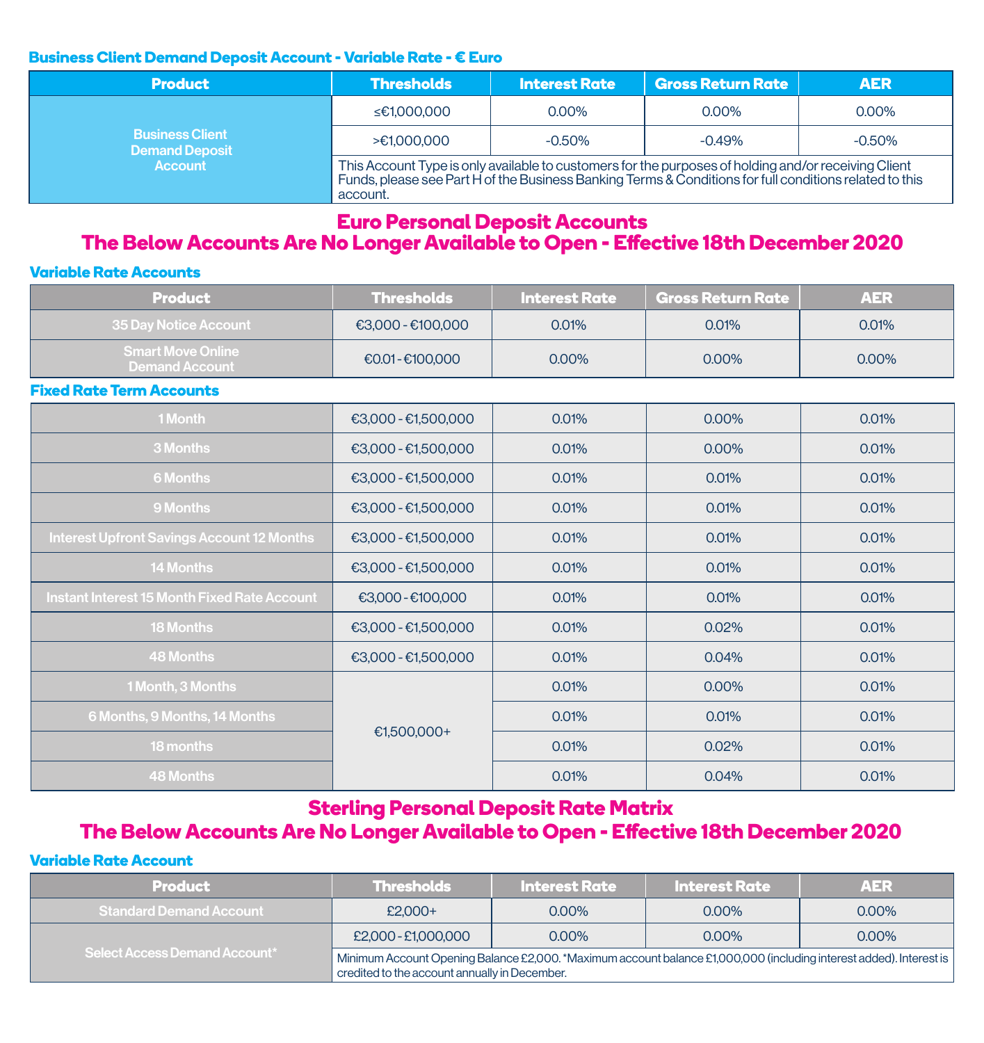### Business Client Demand Deposit Account - Variable Rate - € Euro

| Product | Thresholds | Interest Rate | Gross Return Rate | AER |
|---|---|---|---|---|
| Business Client Demand Deposit Account | ≤€1,000,000 | 0.00% | 0.00% | 0.00% |
| | >€1,000,000 | -0.50% | -0.49% | -0.50% |
| | This Account Type is only available to customers for the purposes of holding and/or receiving Client Funds, please see Part H of the Business Banking Terms & Conditions for full conditions related to this account. | | | |

## Euro Personal Deposit Accounts
## The Below Accounts Are No Longer Available to Open - Effective 18th December 2020

### Variable Rate Accounts

| Product | Thresholds | Interest Rate | Gross Return Rate | AER |
|---|---|---|---|---|
| 35 Day Notice Account | €3,000 - €100,000 | 0.01% | 0.01% | 0.01% |
| Smart Move Online Demand Account | €0.01 - €100,000 | 0.00% | 0.00% | 0.00% |

### Fixed Rate Term Accounts

| Product | Thresholds | Interest Rate | Gross Return Rate | AER |
|---|---|---|---|---|
| 1 Month | €3,000 - €1,500,000 | 0.01% | 0.00% | 0.01% |
| 3 Months | €3,000 - €1,500,000 | 0.01% | 0.00% | 0.01% |
| 6 Months | €3,000 - €1,500,000 | 0.01% | 0.01% | 0.01% |
| 9 Months | €3,000 - €1,500,000 | 0.01% | 0.01% | 0.01% |
| Interest Upfront Savings Account 12 Months | €3,000 - €1,500,000 | 0.01% | 0.01% | 0.01% |
| 14 Months | €3,000 - €1,500,000 | 0.01% | 0.01% | 0.01% |
| Instant Interest 15 Month Fixed Rate Account | €3,000 - €100,000 | 0.01% | 0.01% | 0.01% |
| 18 Months | €3,000 - €1,500,000 | 0.01% | 0.02% | 0.01% |
| 48 Months | €3,000 - €1,500,000 | 0.01% | 0.04% | 0.01% |
| 1 Month, 3 Months | €1,500,000+ | 0.01% | 0.00% | 0.01% |
| 6 Months, 9 Months, 14 Months | | 0.01% | 0.01% | 0.01% |
| 18 months | | 0.01% | 0.02% | 0.01% |
| 48 Months | | 0.01% | 0.04% | 0.01% |

## Sterling Personal Deposit Rate Matrix
## The Below Accounts Are No Longer Available to Open - Effective 18th December 2020

### Variable Rate Account

| Product | Thresholds | Interest Rate | Interest Rate | AER |
|---|---|---|---|---|
| Standard Demand Account | £2,000+ | 0.00% | 0.00% | 0.00% |
| Select Access Demand Account* | £2,000 - £1,000,000 | 0.00% | 0.00% | 0.00% |
| | Minimum Account Opening Balance £2,000. *Maximum account balance £1,000,000 (including interest added). Interest is credited to the account annually in December. | | | |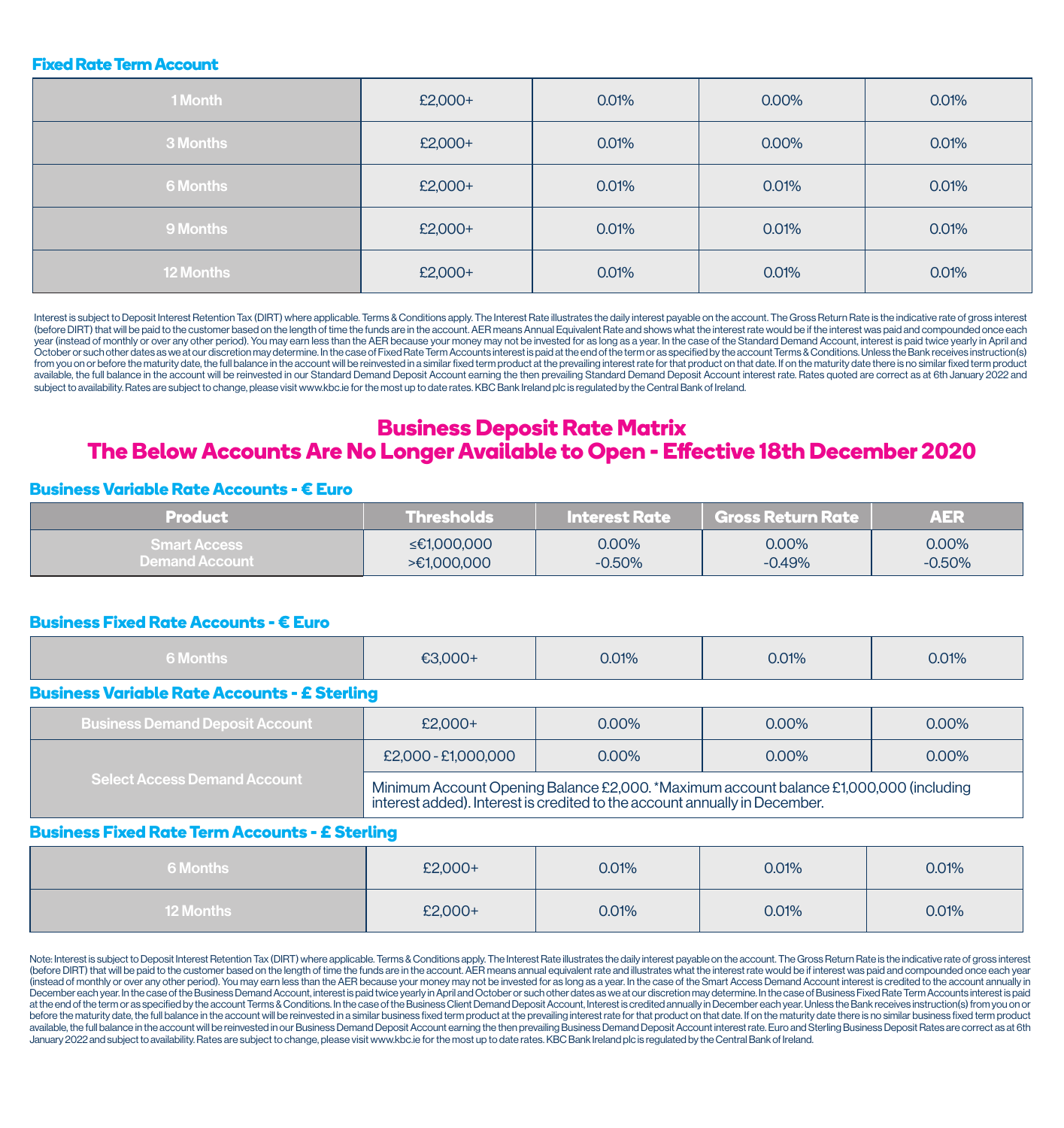## Fixed Rate Term Account

| | | | | |
|---|---|---|---|---|
| 1 Month | £2,000+ | 0.01% | 0.00% | 0.01% |
| 3 Months | £2,000+ | 0.01% | 0.00% | 0.01% |
| 6 Months | £2,000+ | 0.01% | 0.01% | 0.01% |
| 9 Months | £2,000+ | 0.01% | 0.01% | 0.01% |
| 12 Months | £2,000+ | 0.01% | 0.01% | 0.01% |

Interest is subject to Deposit Interest Retention Tax (DIRT) where applicable. Terms & Conditions apply. The Interest Rate illustrates the daily interest payable on the account. The Gross Return Rate is the indicative rate of gross interest (before DIRT) that will be paid to the customer based on the length of time the funds are in the account. AER means Annual Equivalent Rate and shows what the interest rate would be if the interest was paid and compounded once each year (instead of monthly or over any other period). You may earn less than the AER because your money may not be invested for as long as a year. In the case of the Standard Demand Account, interest is paid twice yearly in April and October or such other dates as we at our discretion may determine. In the case of Fixed Rate Term Accounts interest is paid at the end of the term or as specified by the account Terms & Conditions. Unless the Bank receives instruction(s) from you on or before the maturity date, the full balance in the account will be reinvested in a similar fixed term product at the prevailing interest rate for that product on that date. If on the maturity date there is no similar fixed term product available, the full balance in the account will be reinvested in our Standard Demand Deposit Account earning the then prevailing Standard Demand Deposit Account interest rate. Rates quoted are correct as at 6th January 2022 and subject to availability. Rates are subject to change, please visit www.kbc.ie for the most up to date rates. KBC Bank Ireland plc is regulated by the Central Bank of Ireland.

# Business Deposit Rate Matrix
# The Below Accounts Are No Longer Available to Open - Effective 18th December 2020

## Business Variable Rate Accounts - € Euro

| Product | Thresholds | Interest Rate | Gross Return Rate | AER |
|---|---|---|---|---|
| Smart Access Demand Account | ≤€1,000,000<br>>€1,000,000 | 0.00%<br>-0.50% | 0.00%<br>-0.49% | 0.00%<br>-0.50% |

## Business Fixed Rate Accounts - € Euro

| | | | | |
|---|---|---|---|---|
| 6 Months | €3,000+ | 0.01% | 0.01% | 0.01% |

## Business Variable Rate Accounts - £ Sterling

| | | | | |
|---|---|---|---|---|
| Business Demand Deposit Account | £2,000+ | 0.00% | 0.00% | 0.00% |
| Select Access Demand Account | £2,000 - £1,000,000 | 0.00% | 0.00% | 0.00% |
| | Minimum Account Opening Balance £2,000. *Maximum account balance £1,000,000 (including interest added). Interest is credited to the account annually in December. | | | |

## Business Fixed Rate Term Accounts - £ Sterling

| | | | | |
|---|---|---|---|---|
| 6 Months | £2,000+ | 0.01% | 0.01% | 0.01% |
| 12 Months | £2,000+ | 0.01% | 0.01% | 0.01% |

Note: Interest is subject to Deposit Interest Retention Tax (DIRT) where applicable. Terms & Conditions apply. The Interest Rate illustrates the daily interest payable on the account. The Gross Return Rate is the indicative rate of gross interest (before DIRT) that will be paid to the customer based on the length of time the funds are in the account. AER means annual equivalent rate and illustrates what the interest rate would be if interest was paid and compounded once each year (instead of monthly or over any other period). You may earn less than the AER because your money may not be invested for as long as a year. In the case of the Smart Access Demand Account interest is credited to the account annually in December each year. In the case of the Business Demand Account, interest is paid twice yearly in April and October or such other dates as we at our discretion may determine. In the case of Business Fixed Rate Term Accounts interest is paid at the end of the term or as specified by the account Terms & Conditions. In the case of the Business Client Demand Deposit Account, Interest is credited annually in December each year. Unless the Bank receives instruction(s) from you on or before the maturity date, the full balance in the account will be reinvested in a similar business fixed term product at the prevailing interest rate for that product on that date. If on the maturity date there is no similar business fixed term product available, the full balance in the account will be reinvested in our Business Demand Deposit Account earning the then prevailing Business Demand Deposit Account interest rate. Euro and Sterling Business Deposit Rates are correct as at 6th January 2022 and subject to availability. Rates are subject to change, please visit www.kbc.ie for the most up to date rates. KBC Bank Ireland plc is regulated by the Central Bank of Ireland.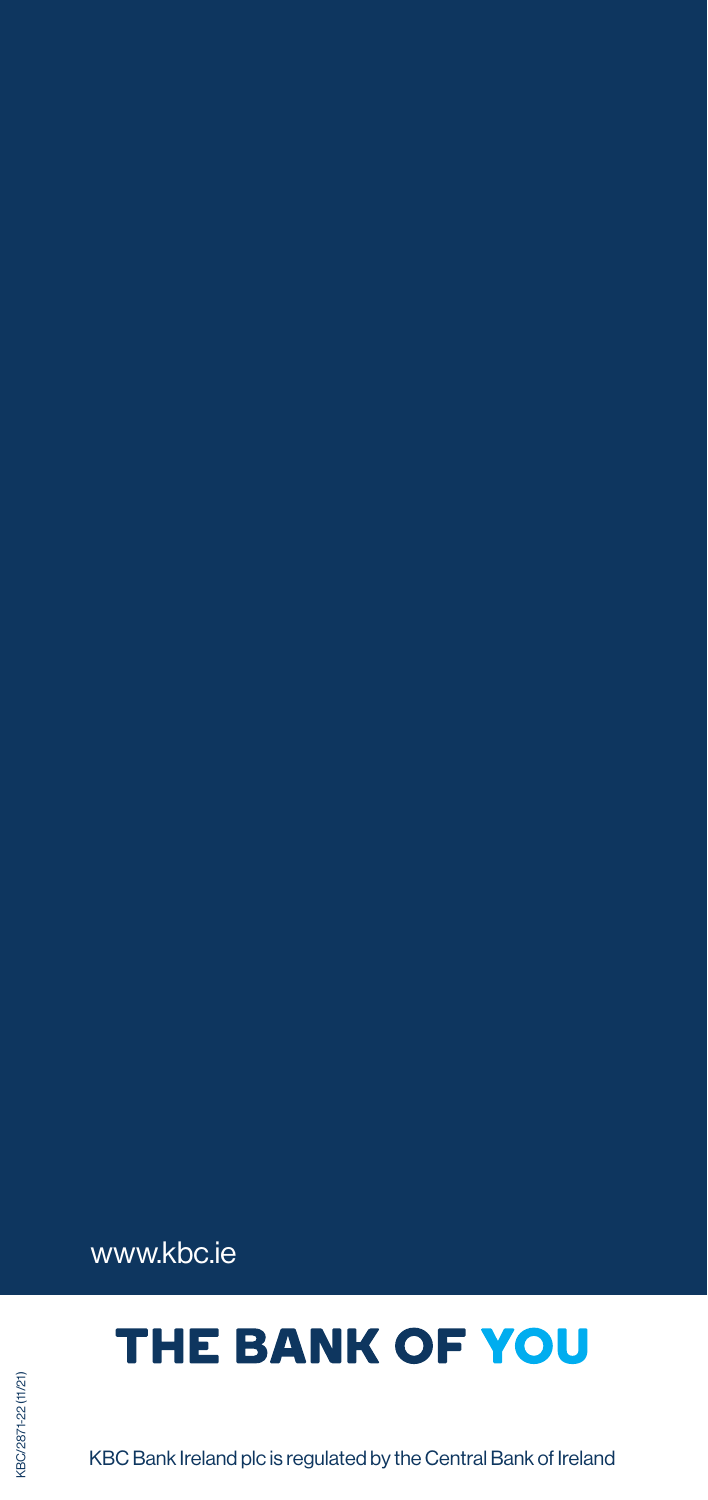www.kbc.ie

# THE BANK OF YOU

KBC/2871-22 (11/21)

KBC Bank Ireland plc is regulated by the Central Bank of Ireland